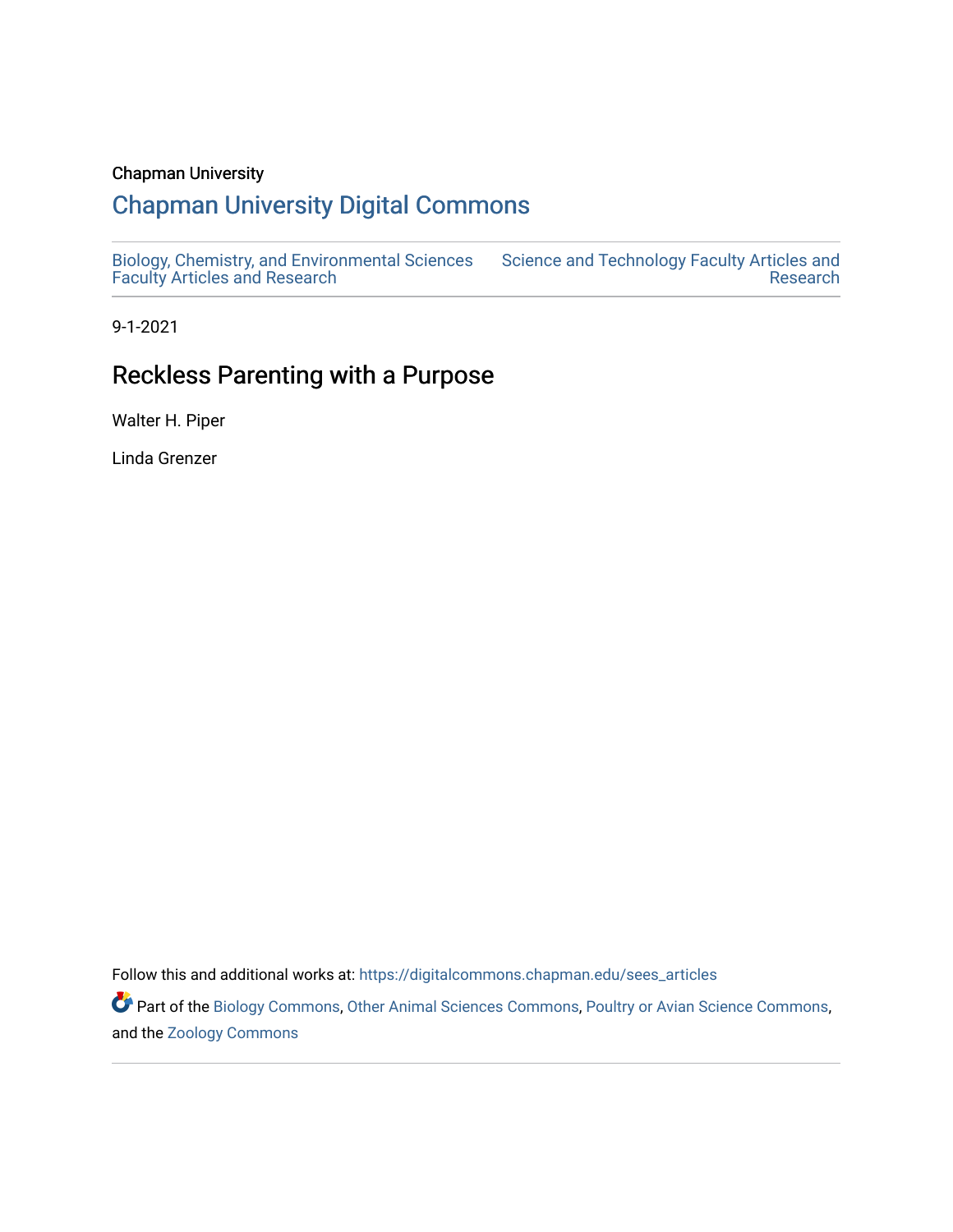Chapman University

# Chapman University Digital Commons

Biology, Chemistry, and Environmental Sciences Faculty Articles and Research

Science and Technology Faculty Articles and Research

9-1-2021

## Reckless Parenting with a Purpose

Walter H. Piper

Linda Grenzer

Follow this and additional works at: https://digitalcommons.chapman.edu/sees_articles

Part of the Biology Commons, Other Animal Sciences Commons, Poultry or Avian Science Commons, and the Zoology Commons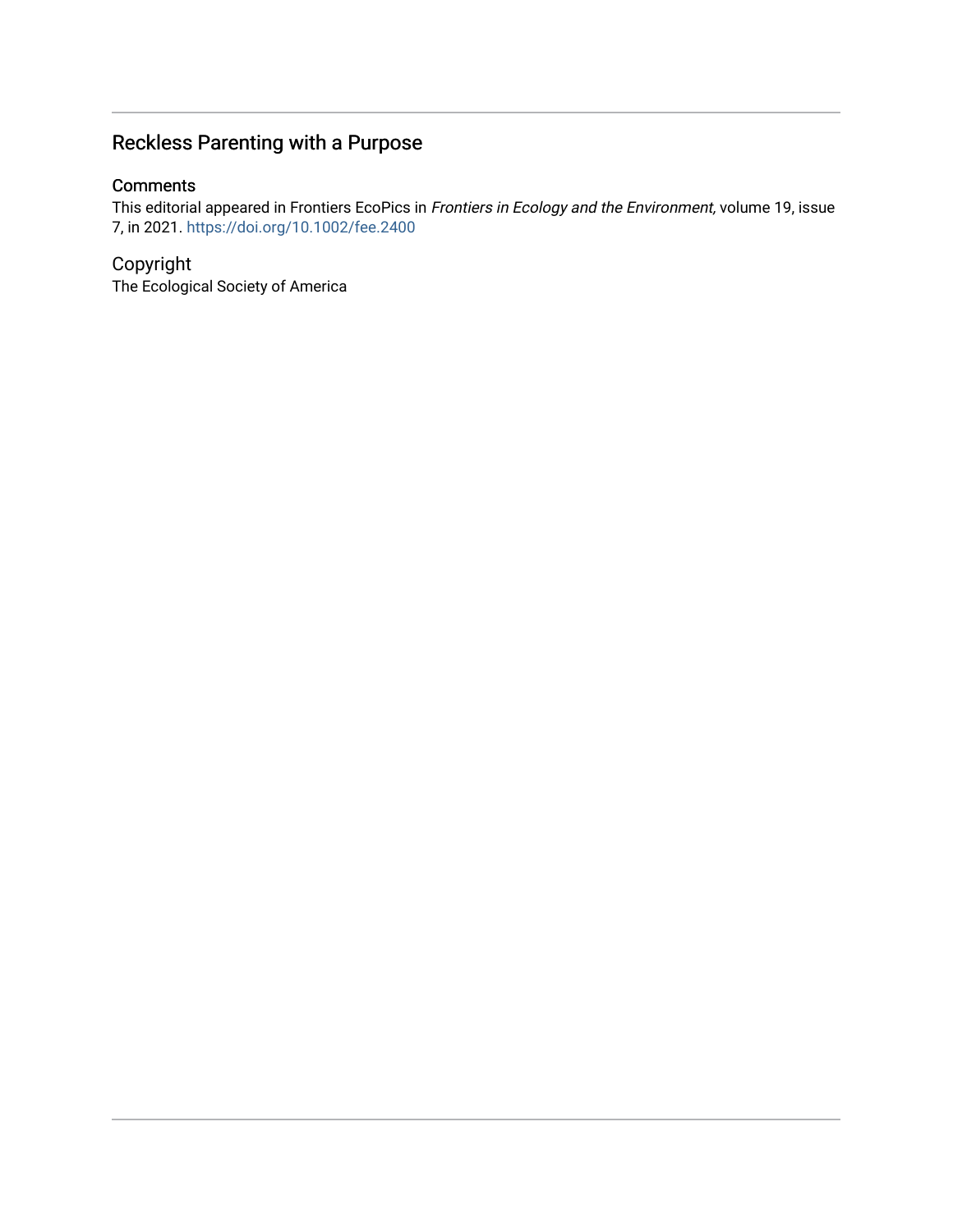## Reckless Parenting with a Purpose

### Comments

This editorial appeared in Frontiers EcoPics in *Frontiers in Ecology and the Environment,* volume 19, issue 7, in 2021. https://doi.org/10.1002/fee.2400

### Copyright

The Ecological Society of America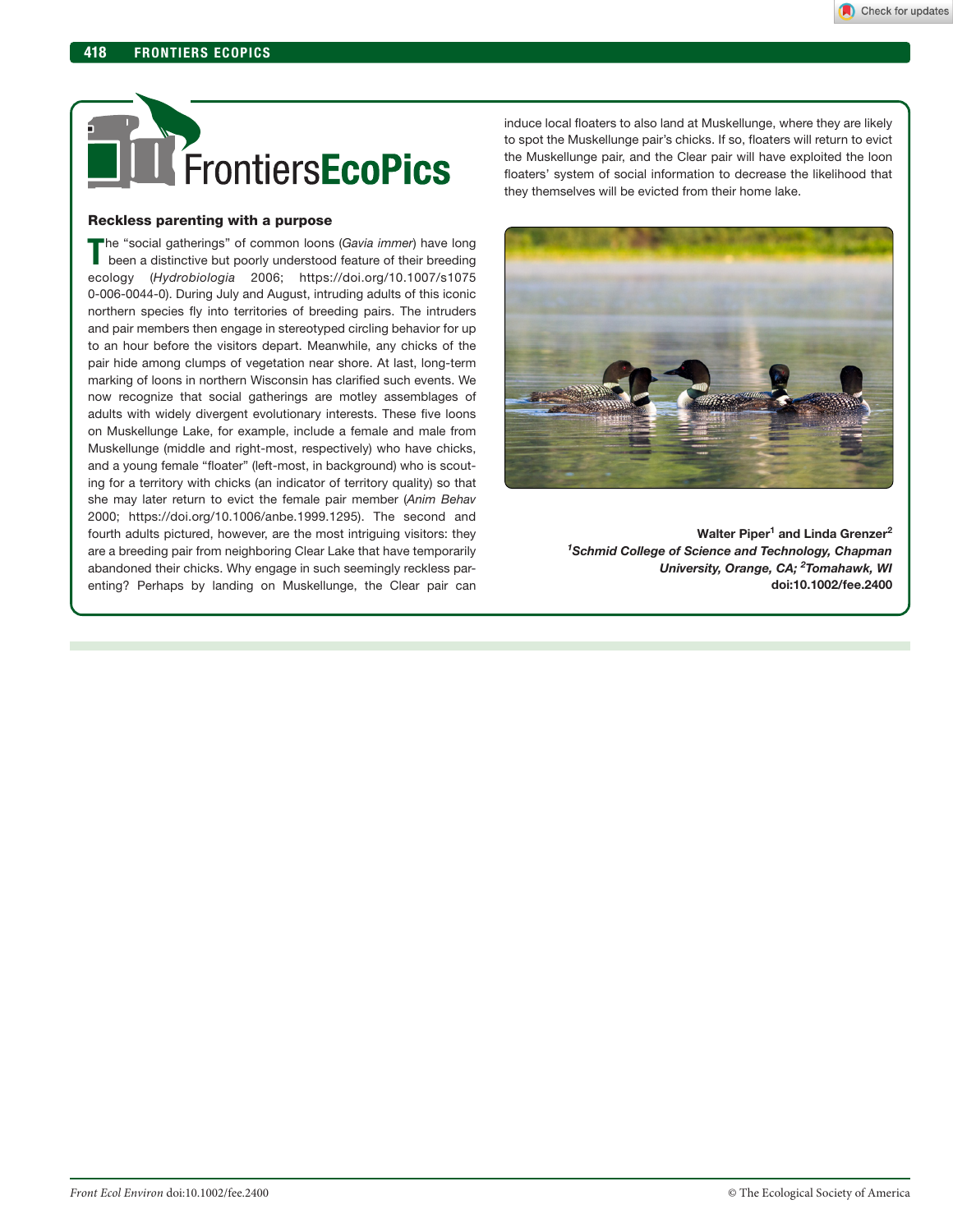# FrontiersEcoPics

## Reckless parenting with a purpose

The "social gatherings" of common loons (*Gavia immer*) have long been a distinctive but poorly understood feature of their breeding ecology (*Hydrobiologia* 2006; https://doi.org/10.1007/s10750-006-0044-0). During July and August, intruding adults of this iconic northern species fly into territories of breeding pairs. The intruders and pair members then engage in stereotyped circling behavior for up to an hour before the visitors depart. Meanwhile, any chicks of the pair hide among clumps of vegetation near shore. At last, long-term marking of loons in northern Wisconsin has clarified such events. We now recognize that social gatherings are motley assemblages of adults with widely divergent evolutionary interests. These five loons on Muskellunge Lake, for example, include a female and male from Muskellunge (middle and right-most, respectively) who have chicks, and a young female "floater" (left-most, in background) who is scouting for a territory with chicks (an indicator of territory quality) so that she may later return to evict the female pair member (*Anim Behav* 2000; https://doi.org/10.1006/anbe.1999.1295). The second and fourth adults pictured, however, are the most intriguing visitors: they are a breeding pair from neighboring Clear Lake that have temporarily abandoned their chicks. Why engage in such seemingly reckless parenting? Perhaps by landing on Muskellunge, the Clear pair can induce local floaters to also land at Muskellunge, where they are likely to spot the Muskellunge pair's chicks. If so, floaters will return to evict the Muskellunge pair, and the Clear pair will have exploited the loon floaters' system of social information to decrease the likelihood that they themselves will be evicted from their home lake.

**Walter Piper[1] and Linda Grenzer[2]**
***[1]Schmid College of Science and Technology, Chapman University, Orange, CA; [2]Tomahawk, WI***
**doi:10.1002/fee.2400**